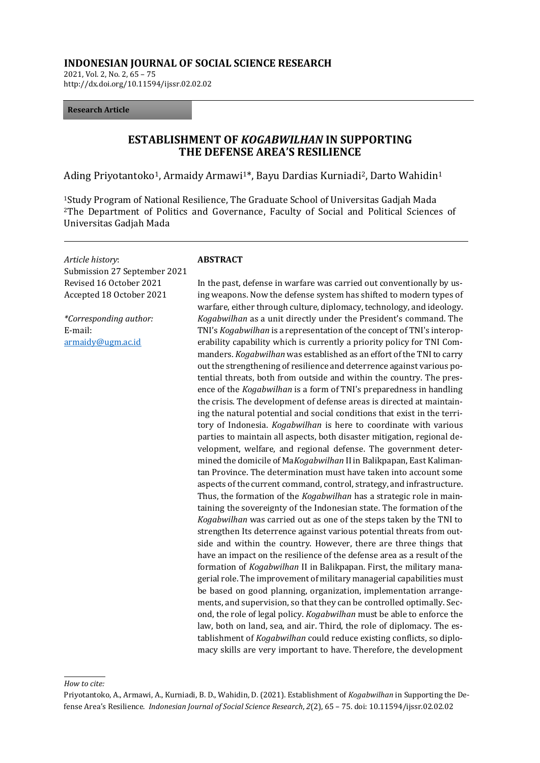**INDONESIAN JOURNAL OF SOCIAL SCIENCE RESEARCH**

2021, Vol. 2, No. 2, 65 – 75
http://dx.doi.org/10.11594/ijssr.02.02.02

**Research Article**

# ESTABLISHMENT OF *KOGABWILHAN* IN SUPPORTING THE DEFENSE AREA'S RESILIENCE

Ading Priyotantoko[1], Armaidy Armawi[1]*, Bayu Dardias Kurniadi[2], Darto Wahidin[1]

[1]Study Program of National Resilience, The Graduate School of Universitas Gadjah Mada
[2]The Department of Politics and Governance, Faculty of Social and Political Sciences of Universitas Gadjah Mada

*Article history*:
Submission 27 September 2021
Revised 16 October 2021
Accepted 18 October 2021

*\*Corresponding author:*
E-mail:
armaidy@ugm.ac.id

**ABSTRACT**

In the past, defense in warfare was carried out conventionally by using weapons. Now the defense system has shifted to modern types of warfare, either through culture, diplomacy, technology, and ideology. *Kogabwilhan* as a unit directly under the President's command. The TNI's *Kogabwilhan* is a representation of the concept of TNI's interoperability capability which is currently a priority policy for TNI Commanders. *Kogabwilhan* was established as an effort of the TNI to carry out the strengthening of resilience and deterrence against various potential threats, both from outside and within the country. The presence of the *Kogabwilhan* is a form of TNI's preparedness in handling the crisis. The development of defense areas is directed at maintaining the natural potential and social conditions that exist in the territory of Indonesia. *Kogabwilhan* is here to coordinate with various parties to maintain all aspects, both disaster mitigation, regional development, welfare, and regional defense. The government determined the domicile of Ma*Kogabwilhan* II in Balikpapan, East Kalimantan Province. The determination must have taken into account some aspects of the current command, control, strategy, and infrastructure. Thus, the formation of the *Kogabwilhan* has a strategic role in maintaining the sovereignty of the Indonesian state. The formation of the *Kogabwilhan* was carried out as one of the steps taken by the TNI to strengthen Its deterrence against various potential threats from outside and within the country. However, there are three things that have an impact on the resilience of the defense area as a result of the formation of *Kogabwilhan* II in Balikpapan. First, the military managerial role. The improvement of military managerial capabilities must be based on good planning, organization, implementation arrangements, and supervision, so that they can be controlled optimally. Second, the role of legal policy. *Kogabwilhan* must be able to enforce the law, both on land, sea, and air. Third, the role of diplomacy. The establishment of *Kogabwilhan* could reduce existing conflicts, so diplomacy skills are very important to have. Therefore, the development

*How to cite:*

Priyotantoko, A., Armawi, A., Kurniadi, B. D., Wahidin, D. (2021). Establishment of *Kogabwilhan* in Supporting the Defense Area's Resilience. *Indonesian Journal of Social Science Research*, *2*(2), 65 – 75. doi: 10.11594/ijssr.02.02.02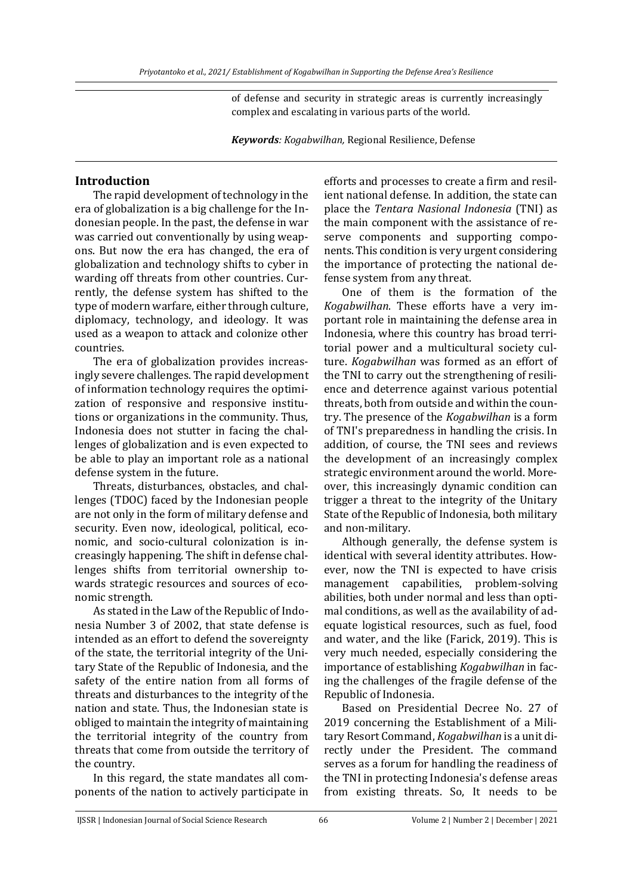of defense and security in strategic areas is currently increasingly complex and escalating in various parts of the world.

***Keywords**: Kogabwilhan,* Regional Resilience, Defense

## Introduction

The rapid development of technology in the era of globalization is a big challenge for the Indonesian people. In the past, the defense in war was carried out conventionally by using weapons. But now the era has changed, the era of globalization and technology shifts to cyber in warding off threats from other countries. Currently, the defense system has shifted to the type of modern warfare, either through culture, diplomacy, technology, and ideology. It was used as a weapon to attack and colonize other countries.

The era of globalization provides increasingly severe challenges. The rapid development of information technology requires the optimization of responsive and responsive institutions or organizations in the community. Thus, Indonesia does not stutter in facing the challenges of globalization and is even expected to be able to play an important role as a national defense system in the future.

Threats, disturbances, obstacles, and challenges (TDOC) faced by the Indonesian people are not only in the form of military defense and security. Even now, ideological, political, economic, and socio-cultural colonization is increasingly happening. The shift in defense challenges shifts from territorial ownership towards strategic resources and sources of economic strength.

As stated in the Law of the Republic of Indonesia Number 3 of 2002, that state defense is intended as an effort to defend the sovereignty of the state, the territorial integrity of the Unitary State of the Republic of Indonesia, and the safety of the entire nation from all forms of threats and disturbances to the integrity of the nation and state. Thus, the Indonesian state is obliged to maintain the integrity of maintaining the territorial integrity of the country from threats that come from outside the territory of the country.

In this regard, the state mandates all components of the nation to actively participate in efforts and processes to create a firm and resilient national defense. In addition, the state can place the *Tentara Nasional Indonesia* (TNI) as the main component with the assistance of reserve components and supporting components. This condition is very urgent considering the importance of protecting the national defense system from any threat.

One of them is the formation of the *Kogabwilhan*. These efforts have a very important role in maintaining the defense area in Indonesia, where this country has broad territorial power and a multicultural society culture. *Kogabwilhan* was formed as an effort of the TNI to carry out the strengthening of resilience and deterrence against various potential threats, both from outside and within the country. The presence of the *Kogabwilhan* is a form of TNI's preparedness in handling the crisis. In addition, of course, the TNI sees and reviews the development of an increasingly complex strategic environment around the world. Moreover, this increasingly dynamic condition can trigger a threat to the integrity of the Unitary State of the Republic of Indonesia, both military and non-military.

Although generally, the defense system is identical with several identity attributes. However, now the TNI is expected to have crisis management capabilities, problem-solving abilities, both under normal and less than optimal conditions, as well as the availability of adequate logistical resources, such as fuel, food and water, and the like (Farick, 2019). This is very much needed, especially considering the importance of establishing *Kogabwilhan* in facing the challenges of the fragile defense of the Republic of Indonesia.

Based on Presidential Decree No. 27 of 2019 concerning the Establishment of a Military Resort Command, *Kogabwilhan* is a unit directly under the President. The command serves as a forum for handling the readiness of the TNI in protecting Indonesia's defense areas from existing threats. So, It needs to be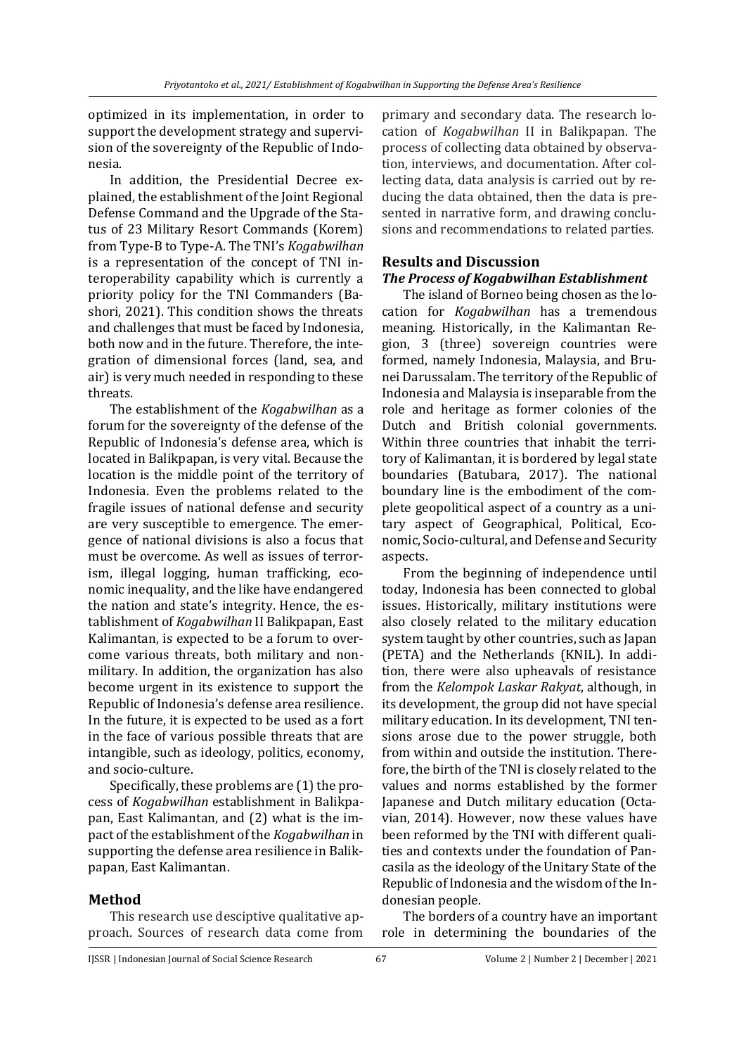optimized in its implementation, in order to support the development strategy and supervision of the sovereignty of the Republic of Indonesia.

In addition, the Presidential Decree explained, the establishment of the Joint Regional Defense Command and the Upgrade of the Status of 23 Military Resort Commands (Korem) from Type-B to Type-A. The TNI's *Kogabwilhan* is a representation of the concept of TNI interoperability capability which is currently a priority policy for the TNI Commanders (Bashori, 2021). This condition shows the threats and challenges that must be faced by Indonesia, both now and in the future. Therefore, the integration of dimensional forces (land, sea, and air) is very much needed in responding to these threats.

The establishment of the *Kogabwilhan* as a forum for the sovereignty of the defense of the Republic of Indonesia's defense area, which is located in Balikpapan, is very vital. Because the location is the middle point of the territory of Indonesia. Even the problems related to the fragile issues of national defense and security are very susceptible to emergence. The emergence of national divisions is also a focus that must be overcome. As well as issues of terrorism, illegal logging, human trafficking, economic inequality, and the like have endangered the nation and state's integrity. Hence, the establishment of *Kogabwilhan* II Balikpapan, East Kalimantan, is expected to be a forum to overcome various threats, both military and non-military. In addition, the organization has also become urgent in its existence to support the Republic of Indonesia's defense area resilience. In the future, it is expected to be used as a fort in the face of various possible threats that are intangible, such as ideology, politics, economy, and socio-culture.

Specifically, these problems are (1) the process of *Kogabwilhan* establishment in Balikpapan, East Kalimantan, and (2) what is the impact of the establishment of the *Kogabwilhan* in supporting the defense area resilience in Balikpapan, East Kalimantan.

## Method

This research use desciptive qualitative approach. Sources of research data come from primary and secondary data. The research location of *Kogabwilhan* II in Balikpapan. The process of collecting data obtained by observation, interviews, and documentation. After collecting data, data analysis is carried out by reducing the data obtained, then the data is presented in narrative form, and drawing conclusions and recommendations to related parties.

## Results and Discussion

### *The Process of Kogabwilhan Establishment*

The island of Borneo being chosen as the location for *Kogabwilhan* has a tremendous meaning. Historically, in the Kalimantan Region, 3 (three) sovereign countries were formed, namely Indonesia, Malaysia, and Brunei Darussalam. The territory of the Republic of Indonesia and Malaysia is inseparable from the role and heritage as former colonies of the Dutch and British colonial governments. Within three countries that inhabit the territory of Kalimantan, it is bordered by legal state boundaries (Batubara, 2017). The national boundary line is the embodiment of the complete geopolitical aspect of a country as a unitary aspect of Geographical, Political, Economic, Socio-cultural, and Defense and Security aspects.

From the beginning of independence until today, Indonesia has been connected to global issues. Historically, military institutions were also closely related to the military education system taught by other countries, such as Japan (PETA) and the Netherlands (KNIL). In addition, there were also upheavals of resistance from the *Kelompok Laskar Rakyat*, although, in its development, the group did not have special military education. In its development, TNI tensions arose due to the power struggle, both from within and outside the institution. Therefore, the birth of the TNI is closely related to the values and norms established by the former Japanese and Dutch military education (Octavian, 2014). However, now these values have been reformed by the TNI with different qualities and contexts under the foundation of Pancasila as the ideology of the Unitary State of the Republic of Indonesia and the wisdom of the Indonesian people.

The borders of a country have an important role in determining the boundaries of the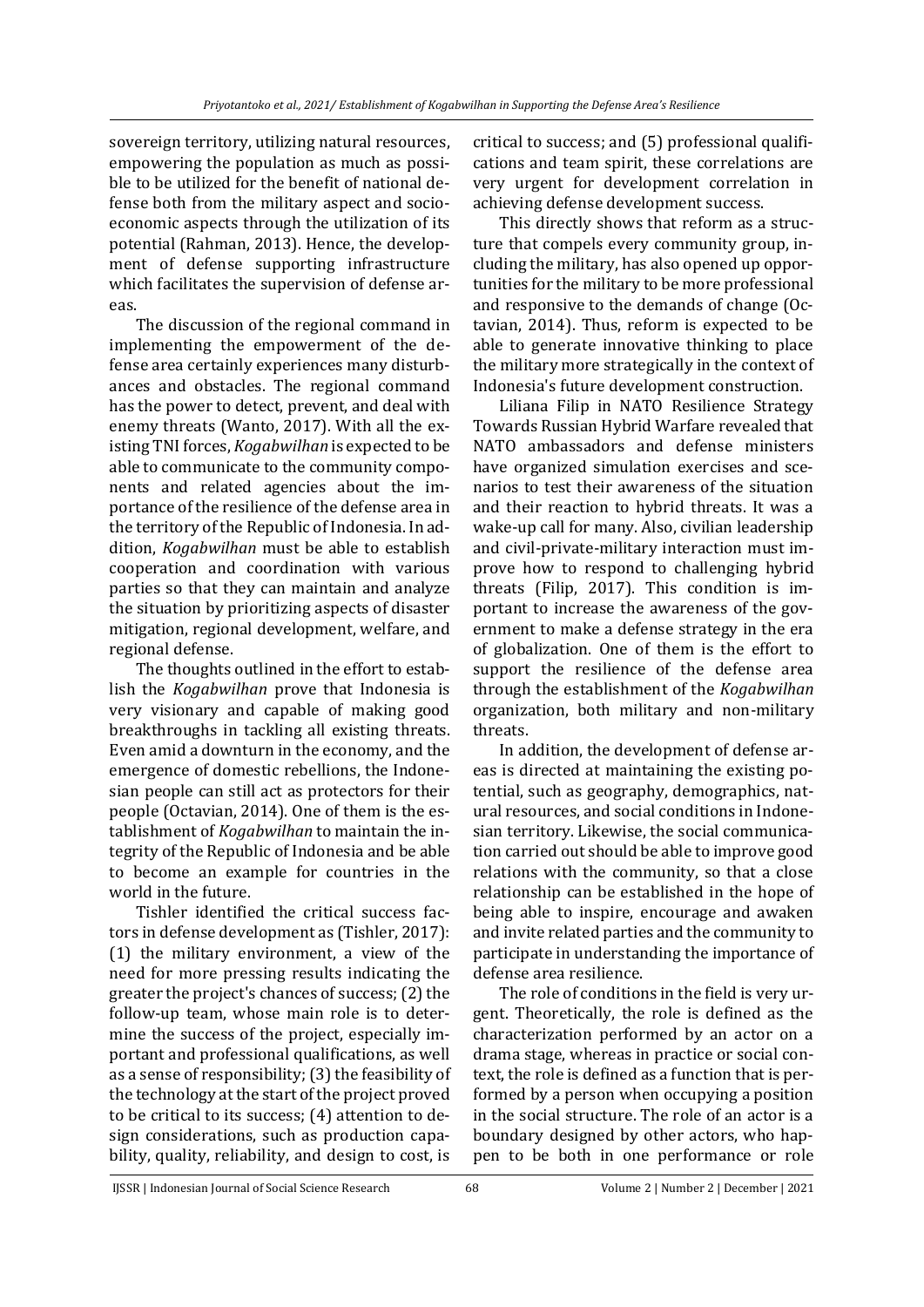sovereign territory, utilizing natural resources, empowering the population as much as possible to be utilized for the benefit of national defense both from the military aspect and socio-economic aspects through the utilization of its potential (Rahman, 2013). Hence, the development of defense supporting infrastructure which facilitates the supervision of defense areas.

The discussion of the regional command in implementing the empowerment of the defense area certainly experiences many disturbances and obstacles. The regional command has the power to detect, prevent, and deal with enemy threats (Wanto, 2017). With all the existing TNI forces, *Kogabwilhan* is expected to be able to communicate to the community components and related agencies about the importance of the resilience of the defense area in the territory of the Republic of Indonesia. In addition, *Kogabwilhan* must be able to establish cooperation and coordination with various parties so that they can maintain and analyze the situation by prioritizing aspects of disaster mitigation, regional development, welfare, and regional defense.

The thoughts outlined in the effort to establish the *Kogabwilhan* prove that Indonesia is very visionary and capable of making good breakthroughs in tackling all existing threats. Even amid a downturn in the economy, and the emergence of domestic rebellions, the Indonesian people can still act as protectors for their people (Octavian, 2014). One of them is the establishment of *Kogabwilhan* to maintain the integrity of the Republic of Indonesia and be able to become an example for countries in the world in the future.

Tishler identified the critical success factors in defense development as (Tishler, 2017): (1) the military environment, a view of the need for more pressing results indicating the greater the project's chances of success; (2) the follow-up team, whose main role is to determine the success of the project, especially important and professional qualifications, as well as a sense of responsibility; (3) the feasibility of the technology at the start of the project proved to be critical to its success; (4) attention to design considerations, such as production capability, quality, reliability, and design to cost, is critical to success; and (5) professional qualifications and team spirit, these correlations are very urgent for development correlation in achieving defense development success.

This directly shows that reform as a structure that compels every community group, including the military, has also opened up opportunities for the military to be more professional and responsive to the demands of change (Octavian, 2014). Thus, reform is expected to be able to generate innovative thinking to place the military more strategically in the context of Indonesia's future development construction.

Liliana Filip in NATO Resilience Strategy Towards Russian Hybrid Warfare revealed that NATO ambassadors and defense ministers have organized simulation exercises and scenarios to test their awareness of the situation and their reaction to hybrid threats. It was a wake-up call for many. Also, civilian leadership and civil-private-military interaction must improve how to respond to challenging hybrid threats (Filip, 2017). This condition is important to increase the awareness of the government to make a defense strategy in the era of globalization. One of them is the effort to support the resilience of the defense area through the establishment of the *Kogabwilhan* organization, both military and non-military threats.

In addition, the development of defense areas is directed at maintaining the existing potential, such as geography, demographics, natural resources, and social conditions in Indonesian territory. Likewise, the social communication carried out should be able to improve good relations with the community, so that a close relationship can be established in the hope of being able to inspire, encourage and awaken and invite related parties and the community to participate in understanding the importance of defense area resilience.

The role of conditions in the field is very urgent. Theoretically, the role is defined as the characterization performed by an actor on a drama stage, whereas in practice or social context, the role is defined as a function that is performed by a person when occupying a position in the social structure. The role of an actor is a boundary designed by other actors, who happen to be both in one performance or role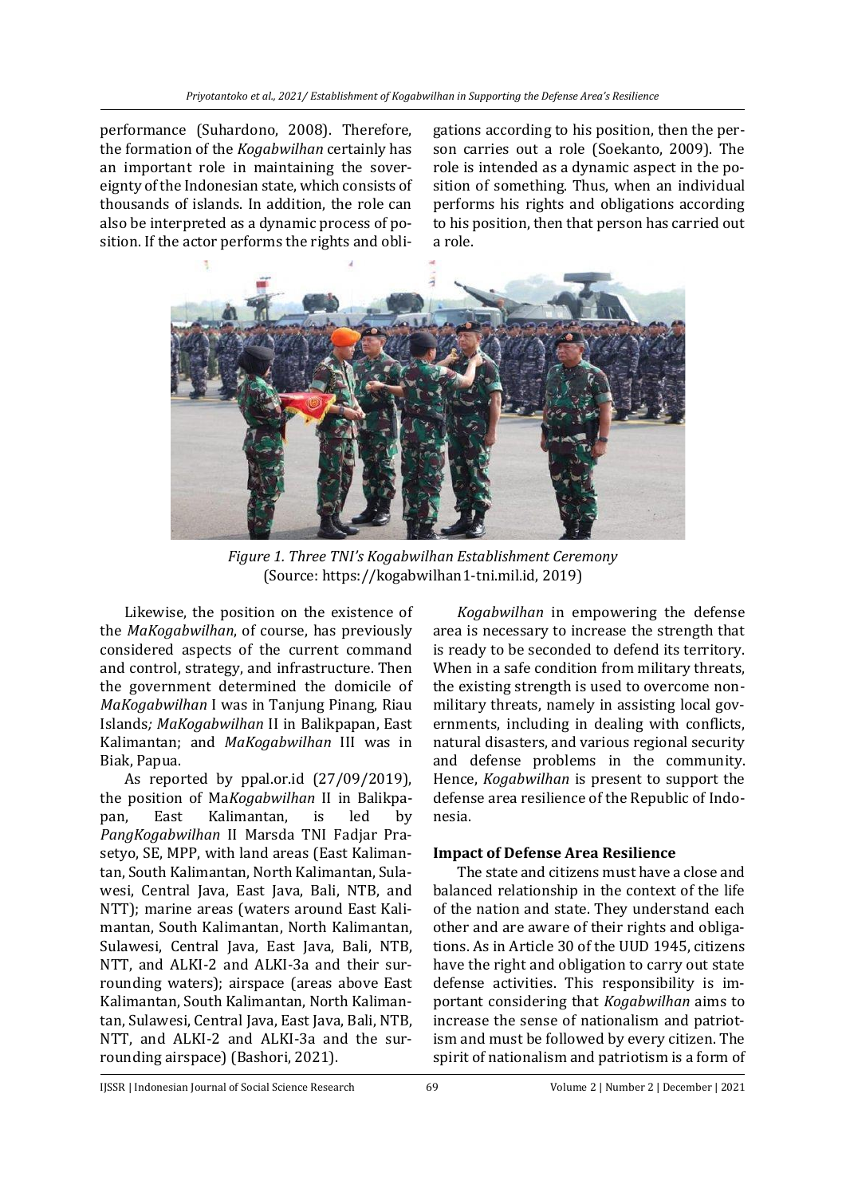performance (Suhardono, 2008). Therefore, the formation of the *Kogabwilhan* certainly has an important role in maintaining the sovereignty of the Indonesian state, which consists of thousands of islands. In addition, the role can also be interpreted as a dynamic process of position. If the actor performs the rights and obligations according to his position, then the person carries out a role (Soekanto, 2009). The role is intended as a dynamic aspect in the position of something. Thus, when an individual performs his rights and obligations according to his position, then that person has carried out a role.

*Figure 1. Three TNI's Kogabwilhan Establishment Ceremony*
(Source: https://kogabwilhan1-tni.mil.id, 2019)

Likewise, the position on the existence of the *MaKogabwilhan*, of course, has previously considered aspects of the current command and control, strategy, and infrastructure. Then the government determined the domicile of *MaKogabwilhan* I was in Tanjung Pinang, Riau Islands*; MaKogabwilhan* II in Balikpapan, East Kalimantan; and *MaKogabwilhan* III was in Biak, Papua.

As reported by ppal.or.id (27/09/2019), the position of Ma*Kogabwilhan* II in Balikpapan, East Kalimantan, is led by *PangKogabwilhan* II Marsda TNI Fadjar Prasetyo, SE, MPP, with land areas (East Kalimantan, South Kalimantan, North Kalimantan, Sulawesi, Central Java, East Java, Bali, NTB, and NTT); marine areas (waters around East Kalimantan, South Kalimantan, North Kalimantan, Sulawesi, Central Java, East Java, Bali, NTB, NTT, and ALKI-2 and ALKI-3a and their surrounding waters); airspace (areas above East Kalimantan, South Kalimantan, North Kalimantan, Sulawesi, Central Java, East Java, Bali, NTB, NTT, and ALKI-2 and ALKI-3a and the surrounding airspace) (Bashori, 2021).

*Kogabwilhan* in empowering the defense area is necessary to increase the strength that is ready to be seconded to defend its territory. When in a safe condition from military threats, the existing strength is used to overcome non-military threats, namely in assisting local governments, including in dealing with conflicts, natural disasters, and various regional security and defense problems in the community. Hence, *Kogabwilhan* is present to support the defense area resilience of the Republic of Indonesia.

### Impact of Defense Area Resilience

The state and citizens must have a close and balanced relationship in the context of the life of the nation and state. They understand each other and are aware of their rights and obligations. As in Article 30 of the UUD 1945, citizens have the right and obligation to carry out state defense activities. This responsibility is important considering that *Kogabwilhan* aims to increase the sense of nationalism and patriotism and must be followed by every citizen. The spirit of nationalism and patriotism is a form of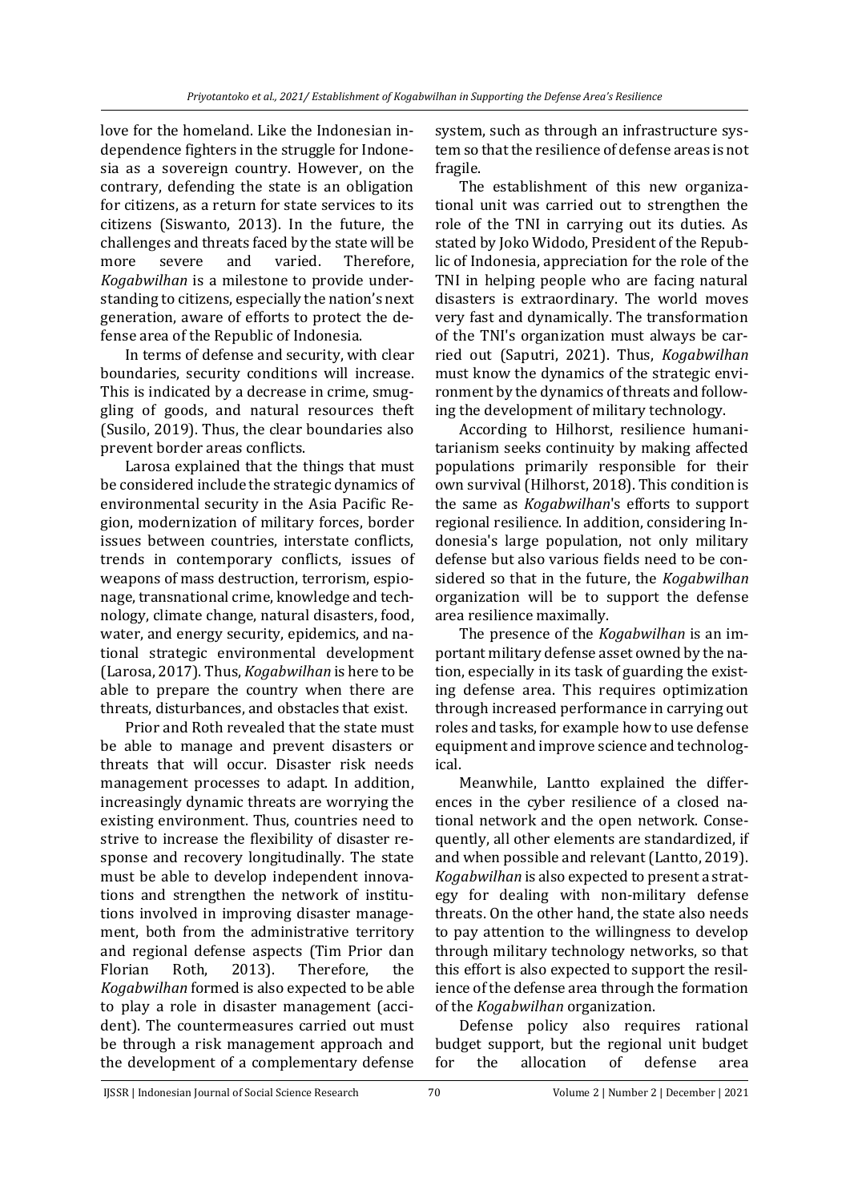love for the homeland. Like the Indonesian independence fighters in the struggle for Indonesia as a sovereign country. However, on the contrary, defending the state is an obligation for citizens, as a return for state services to its citizens (Siswanto, 2013). In the future, the challenges and threats faced by the state will be more severe and varied. Therefore, *Kogabwilhan* is a milestone to provide understanding to citizens, especially the nation's next generation, aware of efforts to protect the defense area of the Republic of Indonesia.

In terms of defense and security, with clear boundaries, security conditions will increase. This is indicated by a decrease in crime, smuggling of goods, and natural resources theft (Susilo, 2019). Thus, the clear boundaries also prevent border areas conflicts.

Larosa explained that the things that must be considered include the strategic dynamics of environmental security in the Asia Pacific Region, modernization of military forces, border issues between countries, interstate conflicts, trends in contemporary conflicts, issues of weapons of mass destruction, terrorism, espionage, transnational crime, knowledge and technology, climate change, natural disasters, food, water, and energy security, epidemics, and national strategic environmental development (Larosa, 2017). Thus, *Kogabwilhan* is here to be able to prepare the country when there are threats, disturbances, and obstacles that exist.

Prior and Roth revealed that the state must be able to manage and prevent disasters or threats that will occur. Disaster risk needs management processes to adapt. In addition, increasingly dynamic threats are worrying the existing environment. Thus, countries need to strive to increase the flexibility of disaster response and recovery longitudinally. The state must be able to develop independent innovations and strengthen the network of institutions involved in improving disaster management, both from the administrative territory and regional defense aspects (Tim Prior dan Florian Roth, 2013). Therefore, the *Kogabwilhan* formed is also expected to be able to play a role in disaster management (accident). The countermeasures carried out must be through a risk management approach and the development of a complementary defense system, such as through an infrastructure system so that the resilience of defense areas is not fragile.

The establishment of this new organizational unit was carried out to strengthen the role of the TNI in carrying out its duties. As stated by Joko Widodo, President of the Republic of Indonesia, appreciation for the role of the TNI in helping people who are facing natural disasters is extraordinary. The world moves very fast and dynamically. The transformation of the TNI's organization must always be carried out (Saputri, 2021). Thus, *Kogabwilhan* must know the dynamics of the strategic environment by the dynamics of threats and following the development of military technology.

According to Hilhorst, resilience humanitarianism seeks continuity by making affected populations primarily responsible for their own survival (Hilhorst, 2018). This condition is the same as *Kogabwilhan*'s efforts to support regional resilience. In addition, considering Indonesia's large population, not only military defense but also various fields need to be considered so that in the future, the *Kogabwilhan* organization will be to support the defense area resilience maximally.

The presence of the *Kogabwilhan* is an important military defense asset owned by the nation, especially in its task of guarding the existing defense area. This requires optimization through increased performance in carrying out roles and tasks, for example how to use defense equipment and improve science and technological.

Meanwhile, Lantto explained the differences in the cyber resilience of a closed national network and the open network. Consequently, all other elements are standardized, if and when possible and relevant (Lantto, 2019). *Kogabwilhan* is also expected to present a strategy for dealing with non-military defense threats. On the other hand, the state also needs to pay attention to the willingness to develop through military technology networks, so that this effort is also expected to support the resilience of the defense area through the formation of the *Kogabwilhan* organization.

Defense policy also requires rational budget support, but the regional unit budget for the allocation of defense area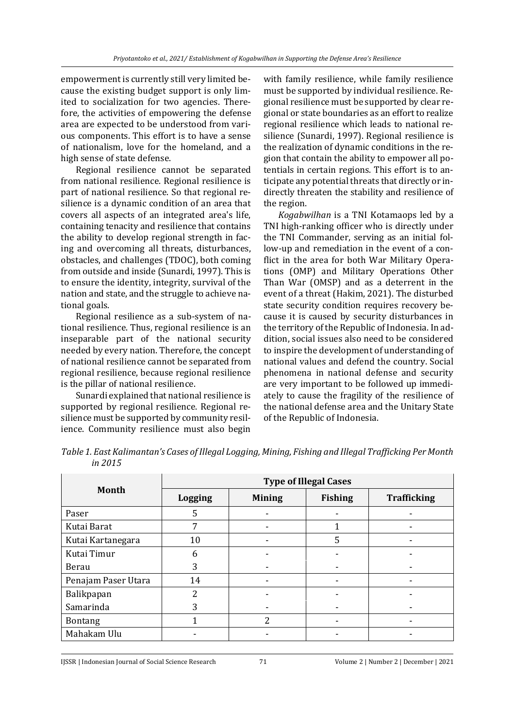empowerment is currently still very limited because the existing budget support is only limited to socialization for two agencies. Therefore, the activities of empowering the defense area are expected to be understood from various components. This effort is to have a sense of nationalism, love for the homeland, and a high sense of state defense.

Regional resilience cannot be separated from national resilience. Regional resilience is part of national resilience. So that regional resilience is a dynamic condition of an area that covers all aspects of an integrated area's life, containing tenacity and resilience that contains the ability to develop regional strength in facing and overcoming all threats, disturbances, obstacles, and challenges (TDOC), both coming from outside and inside (Sunardi, 1997). This is to ensure the identity, integrity, survival of the nation and state, and the struggle to achieve national goals.

Regional resilience as a sub-system of national resilience. Thus, regional resilience is an inseparable part of the national security needed by every nation. Therefore, the concept of national resilience cannot be separated from regional resilience, because regional resilience is the pillar of national resilience.

Sunardi explained that national resilience is supported by regional resilience. Regional resilience must be supported by community resilience. Community resilience must also begin with family resilience, while family resilience must be supported by individual resilience. Regional resilience must be supported by clear regional or state boundaries as an effort to realize regional resilience which leads to national resilience (Sunardi, 1997). Regional resilience is the realization of dynamic conditions in the region that contain the ability to empower all potentials in certain regions. This effort is to anticipate any potential threats that directly or indirectly threaten the stability and resilience of the region.

*Kogabwilhan* is a TNI Kotamaops led by a TNI high-ranking officer who is directly under the TNI Commander, serving as an initial follow-up and remediation in the event of a conflict in the area for both War Military Operations (OMP) and Military Operations Other Than War (OMSP) and as a deterrent in the event of a threat (Hakim, 2021). The disturbed state security condition requires recovery because it is caused by security disturbances in the territory of the Republic of Indonesia. In addition, social issues also need to be considered to inspire the development of understanding of national values and defend the country. Social phenomena in national defense and security are very important to be followed up immediately to cause the fragility of the resilience of the national defense area and the Unitary State of the Republic of Indonesia.

*Table 1. East Kalimantan's Cases of Illegal Logging, Mining, Fishing and Illegal Trafficking Per Month in 2015*

| Month | Type of Illegal Cases | | | |
|---|---|---|---|---|
| | **Logging** | **Mining** | **Fishing** | **Trafficking** |
| Paser | 5 | - | - | - |
| Kutai Barat | 7 | - | 1 | - |
| Kutai Kartanegara | 10 | - | 5 | - |
| Kutai Timur | 6 | - | - | - |
| Berau | 3 | - | - | - |
| Penajam Paser Utara | 14 | - | - | - |
| Balikpapan | 2 | - | - | - |
| Samarinda | 3 | - | - | - |
| Bontang | 1 | 2 | - | - |
| Mahakam Ulu | - | - | - | - |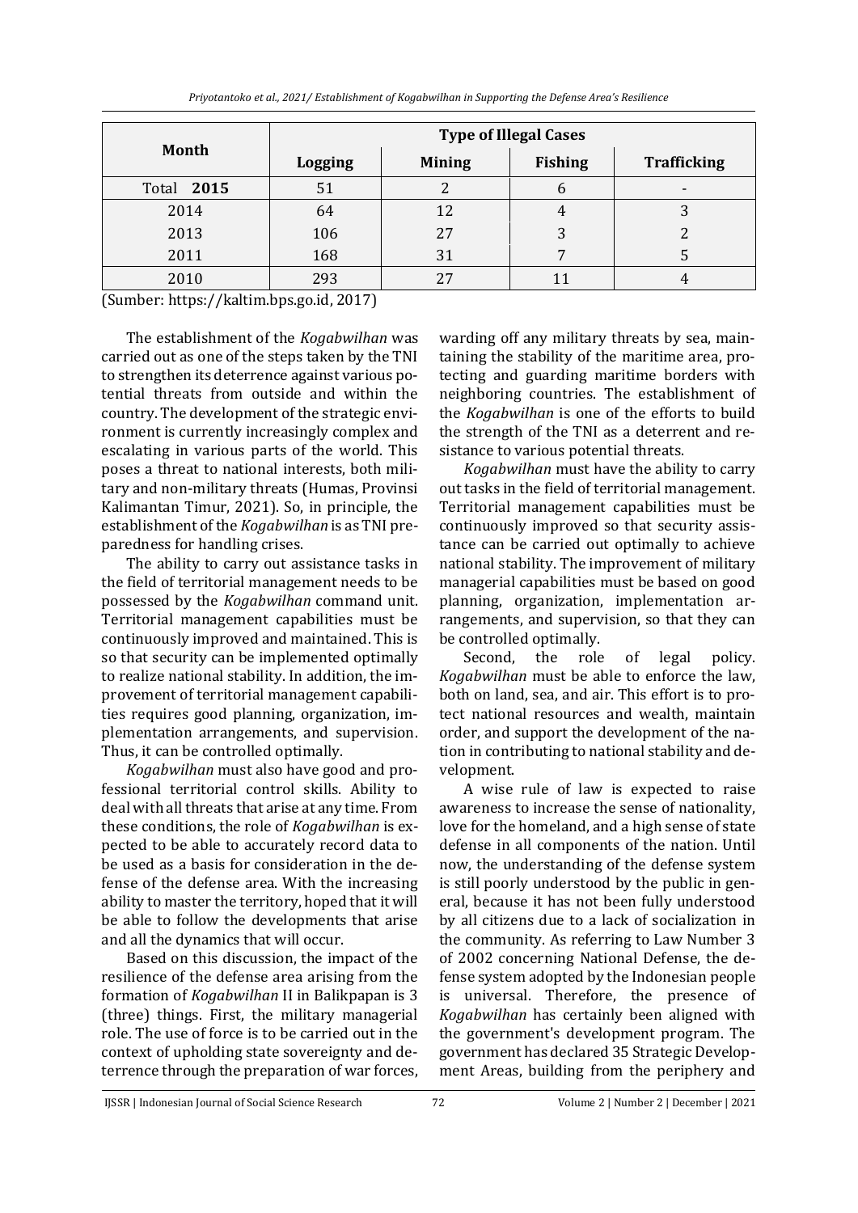| Month | Type of Illegal Cases | | | |
|---|---|---|---|---|
| | Logging | Mining | Fishing | Trafficking |
| Total **2015** | 51 | 2 | 6 | - |
| 2014 | 64 | 12 | 4 | 3 |
| 2013 | 106 | 27 | 3 | 2 |
| 2011 | 168 | 31 | 7 | 5 |
| 2010 | 293 | 27 | 11 | 4 |

(Sumber: https://kaltim.bps.go.id, 2017)

The establishment of the *Kogabwilhan* was carried out as one of the steps taken by the TNI to strengthen its deterrence against various potential threats from outside and within the country. The development of the strategic environment is currently increasingly complex and escalating in various parts of the world. This poses a threat to national interests, both military and non-military threats (Humas, Provinsi Kalimantan Timur, 2021). So, in principle, the establishment of the *Kogabwilhan* is as TNI preparedness for handling crises.

The ability to carry out assistance tasks in the field of territorial management needs to be possessed by the *Kogabwilhan* command unit. Territorial management capabilities must be continuously improved and maintained. This is so that security can be implemented optimally to realize national stability. In addition, the improvement of territorial management capabilities requires good planning, organization, implementation arrangements, and supervision. Thus, it can be controlled optimally.

*Kogabwilhan* must also have good and professional territorial control skills. Ability to deal with all threats that arise at any time. From these conditions, the role of *Kogabwilhan* is expected to be able to accurately record data to be used as a basis for consideration in the defense of the defense area. With the increasing ability to master the territory, hoped that it will be able to follow the developments that arise and all the dynamics that will occur.

Based on this discussion, the impact of the resilience of the defense area arising from the formation of *Kogabwilhan* II in Balikpapan is 3 (three) things. First, the military managerial role. The use of force is to be carried out in the context of upholding state sovereignty and deterrence through the preparation of war forces, warding off any military threats by sea, maintaining the stability of the maritime area, protecting and guarding maritime borders with neighboring countries. The establishment of the *Kogabwilhan* is one of the efforts to build the strength of the TNI as a deterrent and resistance to various potential threats.

*Kogabwilhan* must have the ability to carry out tasks in the field of territorial management. Territorial management capabilities must be continuously improved so that security assistance can be carried out optimally to achieve national stability. The improvement of military managerial capabilities must be based on good planning, organization, implementation arrangements, and supervision, so that they can be controlled optimally.

Second, the role of legal policy. *Kogabwilhan* must be able to enforce the law, both on land, sea, and air. This effort is to protect national resources and wealth, maintain order, and support the development of the nation in contributing to national stability and development.

A wise rule of law is expected to raise awareness to increase the sense of nationality, love for the homeland, and a high sense of state defense in all components of the nation. Until now, the understanding of the defense system is still poorly understood by the public in general, because it has not been fully understood by all citizens due to a lack of socialization in the community. As referring to Law Number 3 of 2002 concerning National Defense, the defense system adopted by the Indonesian people is universal. Therefore, the presence of *Kogabwilhan* has certainly been aligned with the government's development program. The government has declared 35 Strategic Development Areas, building from the periphery and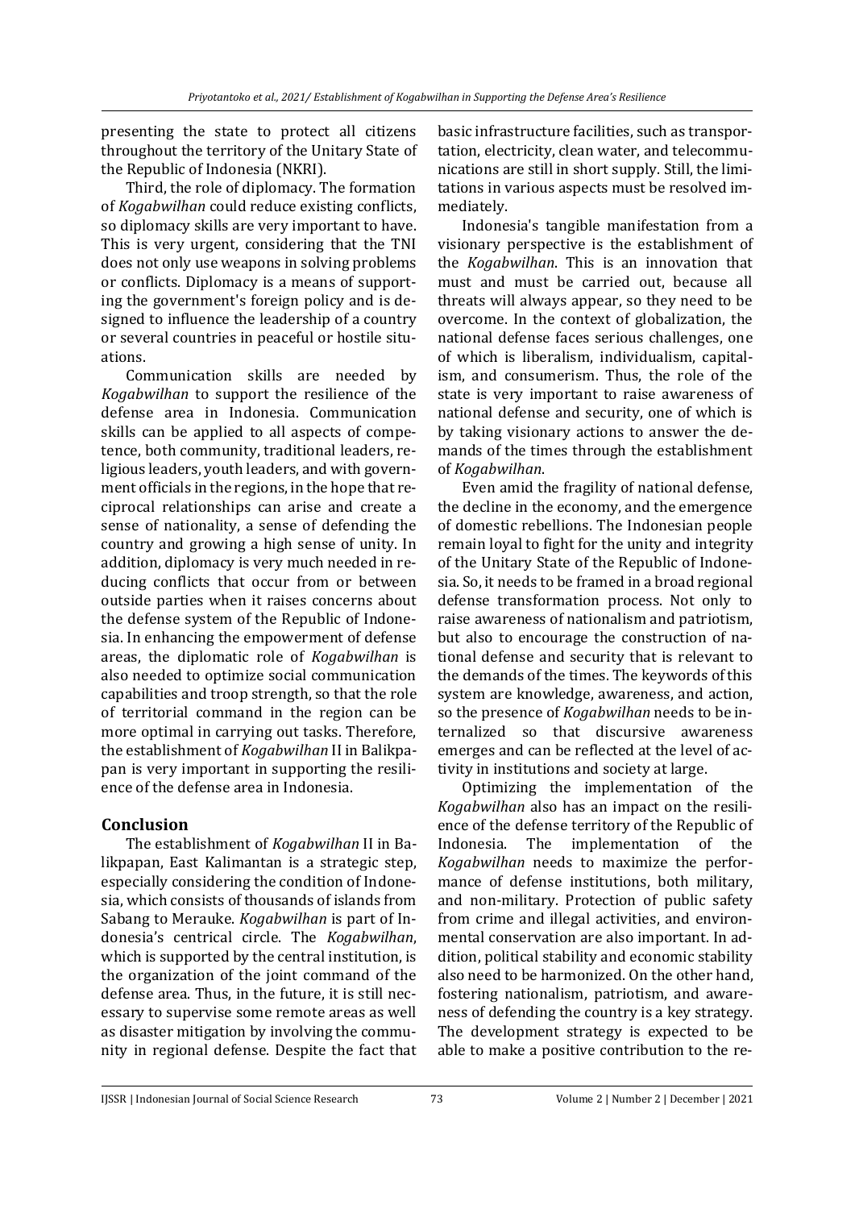presenting the state to protect all citizens throughout the territory of the Unitary State of the Republic of Indonesia (NKRI).

Third, the role of diplomacy. The formation of *Kogabwilhan* could reduce existing conflicts, so diplomacy skills are very important to have. This is very urgent, considering that the TNI does not only use weapons in solving problems or conflicts. Diplomacy is a means of supporting the government's foreign policy and is designed to influence the leadership of a country or several countries in peaceful or hostile situations.

Communication skills are needed by *Kogabwilhan* to support the resilience of the defense area in Indonesia. Communication skills can be applied to all aspects of competence, both community, traditional leaders, religious leaders, youth leaders, and with government officials in the regions, in the hope that reciprocal relationships can arise and create a sense of nationality, a sense of defending the country and growing a high sense of unity. In addition, diplomacy is very much needed in reducing conflicts that occur from or between outside parties when it raises concerns about the defense system of the Republic of Indonesia. In enhancing the empowerment of defense areas, the diplomatic role of *Kogabwilhan* is also needed to optimize social communication capabilities and troop strength, so that the role of territorial command in the region can be more optimal in carrying out tasks. Therefore, the establishment of *Kogabwilhan* II in Balikpapan is very important in supporting the resilience of the defense area in Indonesia.

## Conclusion

The establishment of *Kogabwilhan* II in Balikpapan, East Kalimantan is a strategic step, especially considering the condition of Indonesia, which consists of thousands of islands from Sabang to Merauke. *Kogabwilhan* is part of Indonesia's centrical circle. The *Kogabwilhan*, which is supported by the central institution, is the organization of the joint command of the defense area. Thus, in the future, it is still necessary to supervise some remote areas as well as disaster mitigation by involving the community in regional defense. Despite the fact that basic infrastructure facilities, such as transportation, electricity, clean water, and telecommunications are still in short supply. Still, the limitations in various aspects must be resolved immediately.

Indonesia's tangible manifestation from a visionary perspective is the establishment of the *Kogabwilhan*. This is an innovation that must and must be carried out, because all threats will always appear, so they need to be overcome. In the context of globalization, the national defense faces serious challenges, one of which is liberalism, individualism, capitalism, and consumerism. Thus, the role of the state is very important to raise awareness of national defense and security, one of which is by taking visionary actions to answer the demands of the times through the establishment of *Kogabwilhan*.

Even amid the fragility of national defense, the decline in the economy, and the emergence of domestic rebellions. The Indonesian people remain loyal to fight for the unity and integrity of the Unitary State of the Republic of Indonesia. So, it needs to be framed in a broad regional defense transformation process. Not only to raise awareness of nationalism and patriotism, but also to encourage the construction of national defense and security that is relevant to the demands of the times. The keywords of this system are knowledge, awareness, and action, so the presence of *Kogabwilhan* needs to be internalized so that discursive awareness emerges and can be reflected at the level of activity in institutions and society at large.

Optimizing the implementation of the *Kogabwilhan* also has an impact on the resilience of the defense territory of the Republic of Indonesia. The implementation of the *Kogabwilhan* needs to maximize the performance of defense institutions, both military, and non-military. Protection of public safety from crime and illegal activities, and environmental conservation are also important. In addition, political stability and economic stability also need to be harmonized. On the other hand, fostering nationalism, patriotism, and awareness of defending the country is a key strategy. The development strategy is expected to be able to make a positive contribution to the re-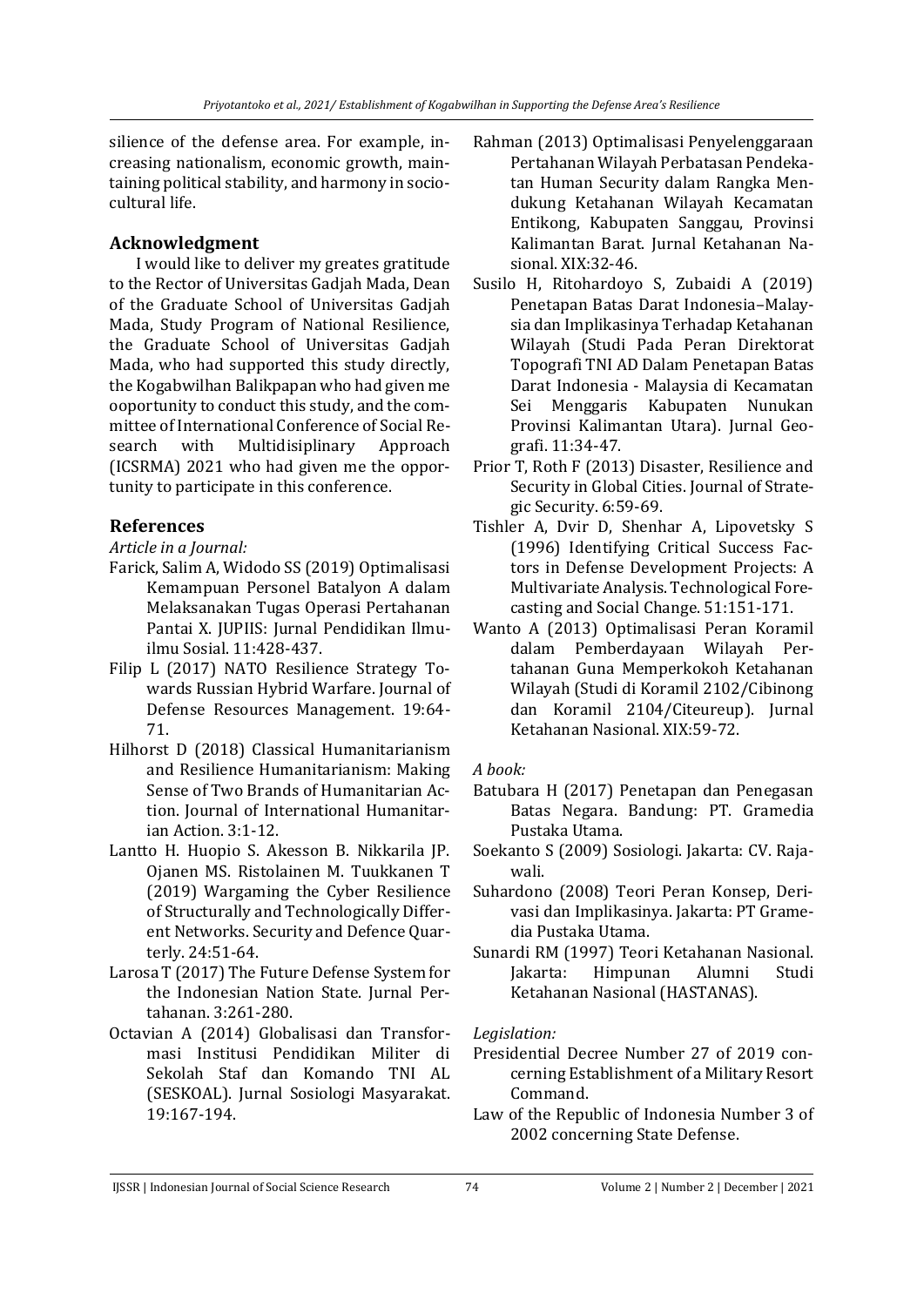silience of the defense area. For example, increasing nationalism, economic growth, maintaining political stability, and harmony in sociocultural life.

## Acknowledgment

I would like to deliver my greates gratitude to the Rector of Universitas Gadjah Mada, Dean of the Graduate School of Universitas Gadjah Mada, Study Program of National Resilience, the Graduate School of Universitas Gadjah Mada, who had supported this study directly, the Kogabwilhan Balikpapan who had given me ooportunity to conduct this study, and the committee of International Conference of Social Research with Multidisiplinary Approach (ICSRMA) 2021 who had given me the opportunity to participate in this conference.

## References

*Article in a Journal:*

Farick, Salim A, Widodo SS (2019) Optimalisasi Kemampuan Personel Batalyon A dalam Melaksanakan Tugas Operasi Pertahanan Pantai X. JUPIIS: Jurnal Pendidikan Ilmu-ilmu Sosial. 11:428-437.

Filip L (2017) NATO Resilience Strategy Towards Russian Hybrid Warfare. Journal of Defense Resources Management. 19:64-71.

Hilhorst D (2018) Classical Humanitarianism and Resilience Humanitarianism: Making Sense of Two Brands of Humanitarian Action. Journal of International Humanitarian Action. 3:1-12.

Lantto H. Huopio S. Akesson B. Nikkarila JP. Ojanen MS. Ristolainen M. Tuukkanen T (2019) Wargaming the Cyber Resilience of Structurally and Technologically Different Networks. Security and Defence Quarterly. 24:51-64.

Larosa T (2017) The Future Defense System for the Indonesian Nation State. Jurnal Pertahanan. 3:261-280.

Octavian A (2014) Globalisasi dan Transformasi Institusi Pendidikan Militer di Sekolah Staf dan Komando TNI AL (SESKOAL). Jurnal Sosiologi Masyarakat. 19:167-194.

Rahman (2013) Optimalisasi Penyelenggaraan Pertahanan Wilayah Perbatasan Pendekatan Human Security dalam Rangka Mendukung Ketahanan Wilayah Kecamatan Entikong, Kabupaten Sanggau, Provinsi Kalimantan Barat. Jurnal Ketahanan Nasional. XIX:32-46.

Susilo H, Ritohardoyo S, Zubaidi A (2019) Penetapan Batas Darat Indonesia–Malaysia dan Implikasinya Terhadap Ketahanan Wilayah (Studi Pada Peran Direktorat Topografi TNI AD Dalam Penetapan Batas Darat Indonesia - Malaysia di Kecamatan Sei Menggaris Kabupaten Nunukan Provinsi Kalimantan Utara). Jurnal Geografi. 11:34-47.

Prior T, Roth F (2013) Disaster, Resilience and Security in Global Cities. Journal of Strategic Security. 6:59-69.

Tishler A, Dvir D, Shenhar A, Lipovetsky S (1996) Identifying Critical Success Factors in Defense Development Projects: A Multivariate Analysis. Technological Forecasting and Social Change. 51:151-171.

Wanto A (2013) Optimalisasi Peran Koramil dalam Pemberdayaan Wilayah Pertahanan Guna Memperkokoh Ketahanan Wilayah (Studi di Koramil 2102/Cibinong dan Koramil 2104/Citeureup). Jurnal Ketahanan Nasional. XIX:59-72.

*A book:*

Batubara H (2017) Penetapan dan Penegasan Batas Negara. Bandung: PT. Gramedia Pustaka Utama.

Soekanto S (2009) Sosiologi. Jakarta: CV. Rajawali.

Suhardono (2008) Teori Peran Konsep, Derivasi dan Implikasinya. Jakarta: PT Gramedia Pustaka Utama.

Sunardi RM (1997) Teori Ketahanan Nasional. Jakarta: Himpunan Alumni Studi Ketahanan Nasional (HASTANAS).

*Legislation:*

Presidential Decree Number 27 of 2019 concerning Establishment of a Military Resort Command.

Law of the Republic of Indonesia Number 3 of 2002 concerning State Defense.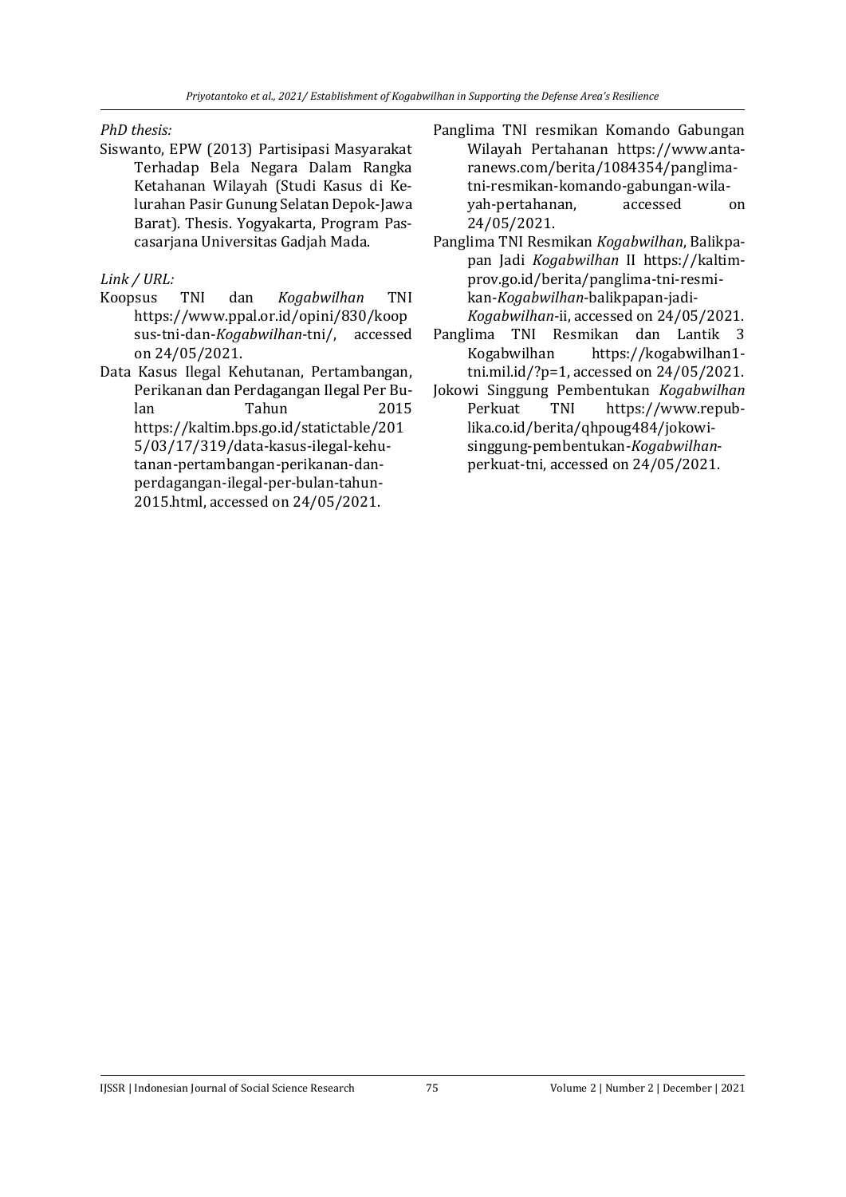*PhD thesis:*

Siswanto, EPW (2013) Partisipasi Masyarakat Terhadap Bela Negara Dalam Rangka Ketahanan Wilayah (Studi Kasus di Kelurahan Pasir Gunung Selatan Depok-Jawa Barat). Thesis. Yogyakarta, Program Pascasarjana Universitas Gadjah Mada.

*Link / URL:*

Koopsus TNI dan *Kogabwilhan* TNI https://www.ppal.or.id/opini/830/koopsus-tni-dan-*Kogabwilhan*-tni/, accessed on 24/05/2021.

Data Kasus Ilegal Kehutanan, Pertambangan, Perikanan dan Perdagangan Ilegal Per Bulan Tahun 2015 https://kaltim.bps.go.id/statictable/2015/03/17/319/data-kasus-ilegal-kehutanan-pertambangan-perikanan-dan-perdagangan-ilegal-per-bulan-tahun-2015.html, accessed on 24/05/2021.

Panglima TNI resmikan Komando Gabungan Wilayah Pertahanan https://www.antaranews.com/berita/1084354/panglima-tni-resmikan-komando-gabungan-wilayah-pertahanan, accessed on 24/05/2021.

Panglima TNI Resmikan *Kogabwilhan*, Balikpapan Jadi *Kogabwilhan* II https://kaltimprov.go.id/berita/panglima-tni-resmikan-*Kogabwilhan*-balikpapan-jadi-*Kogabwilhan*-ii, accessed on 24/05/2021.

Panglima TNI Resmikan dan Lantik 3 Kogabwilhan https://kogabwilhan1-tni.mil.id/?p=1, accessed on 24/05/2021.

Jokowi Singgung Pembentukan *Kogabwilhan* Perkuat TNI https://www.republika.co.id/berita/qhpoug484/jokowi-singgung-pembentukan-*Kogabwilhan*-perkuat-tni, accessed on 24/05/2021.